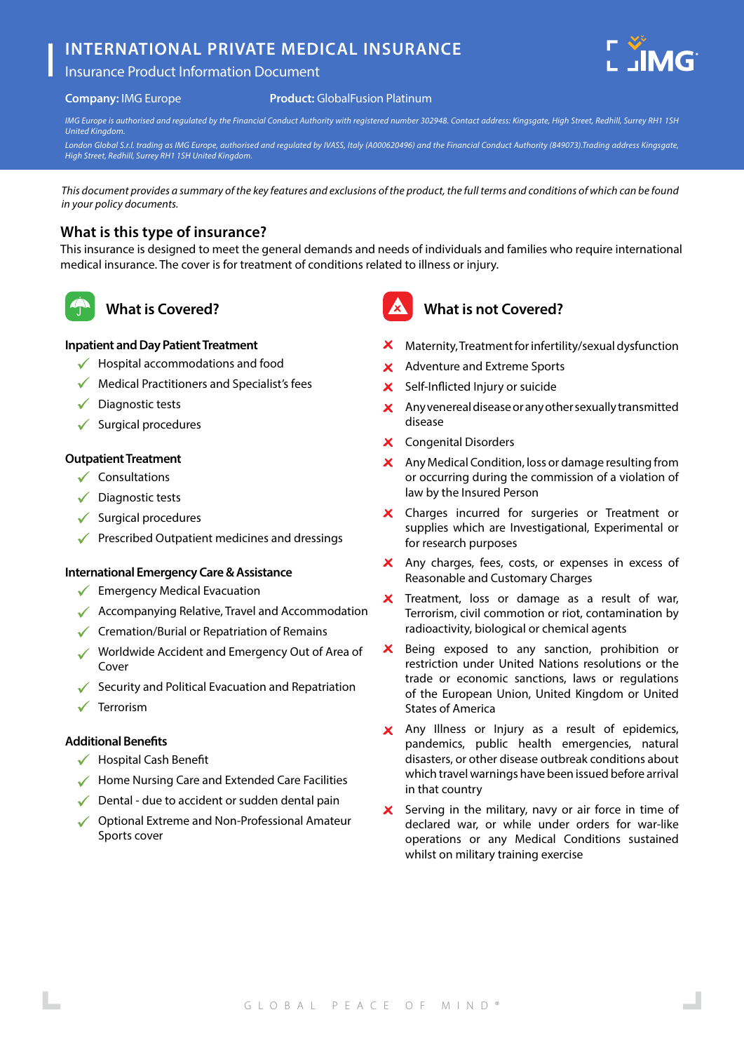# INTERNATIONAL PRIVATE MEDICAL INSURANCE

Insurance Product Information Document

**Company:** IMG Europe **Product:** GlobalFusion Platinum

*IMG Europe is authorised and regulated by the Financial Conduct Authority with registered number 302948. Contact address: Kingsgate, High Street, Redhill, Surrey RH1 1SH United Kingdom.*

*London Global S.r.l. trading as IMG Europe, authorised and regulated by IVASS, Italy (A000620496) and the Financial Conduct Authority (849073).Trading address Kingsgate, High Street, Redhill, Surrey RH1 1SH United Kingdom.*

*This document provides a summary of the key features and exclusions of the product, the full terms and conditions of which can be found in your policy documents.*

## What is this type of insurance?

This insurance is designed to meet the general demands and needs of individuals and families who require international medical insurance. The cover is for treatment of conditions related to illness or injury.

## What is Covered?

### Inpatient and Day Patient Treatment

- ✓ Hospital accommodation and food
- ✓ Medical Practitioners and Specialist's fees
- ✓ Diagnostic tests
- ✓ Surgical procedures

### Outpatient Treatment

- ✓ Consultations
- ✓ Diagnostic tests
- ✓ Surgical procedures
- ✓ Prescribed Outpatient medicines and dressings

### International Emergency Care & Assistance

- ✓ Emergency Medical Evacuation
- ✓ Accompanying Relative, Travel and Accommodation
- ✓ Cremation/Burial or Repatriation of Remains
- ✓ Worldwide Accident and Emergency Out of Area of Cover
- ✓ Security and Political Evacuation and Repatriation
- ✓ Terrorism

### Additional Benefits

- ✓ Hospital Cash Benefit
- ✓ Home Nursing Care and Extended Care Facilities
- ✓ Dental - due to accident or sudden dental pain
- ✓ Optional Extreme and Non-Professional Amateur Sports cover

## What is not Covered?

- ✗ Maternity, Treatment for infertility/sexual dysfunction
- ✗ Adventure and Extreme Sports
- ✗ Self-Inflicted Injury or suicide
- ✗ Any venereal disease or any other sexually transmitted disease
- ✗ Congenital Disorders
- ✗ Any Medical Condition, loss or damage resulting from or occurring during the commission of a violation of law by the Insured Person
- ✗ Charges incurred for surgeries or Treatment or supplies which are Investigational, Experimental or for research purposes
- ✗ Any charges, fees, costs, or expenses in excess of Reasonable and Customary Charges
- ✗ Treatment, loss or damage as a result of war, Terrorism, civil commotion or riot, contamination by radioactivity, biological or chemical agents
- ✗ Being exposed to any sanction, prohibition or restriction under United Nations resolutions or the trade or economic sanctions, laws or regulations of the European Union, United Kingdom or United States of America
- ✗ Any Illness or Injury as a result of epidemics, pandemics, public health emergencies, natural disasters, or other disease outbreak conditions about which travel warnings have been issued before arrival in that country
- ✗ Serving in the military, navy or air force in time of declared war, or while under orders for war-like operations or any Medical Conditions sustained whilst on military training exercise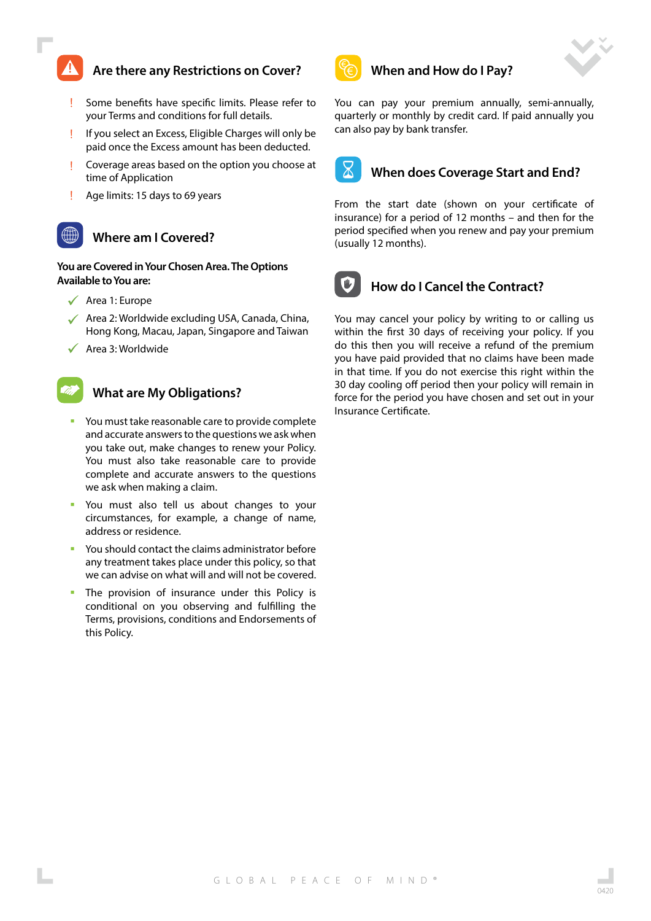## Are there any Restrictions on Cover?

- Some benefits have specific limits. Please refer to your Terms and conditions for full details.
- If you select an Excess, Eligible Charges will only be paid once the Excess amount has been deducted.
- Coverage areas based on the option you choose at time of Application
- Age limits: 15 days to 69 years

## Where am I Covered?

**You are Covered in Your Chosen Area. The Options Available to You are:**

- Area 1: Europe
- Area 2: Worldwide excluding USA, Canada, China, Hong Kong, Macau, Japan, Singapore and Taiwan
- Area 3: Worldwide

## What are My Obligations?

- You must take reasonable care to provide complete and accurate answers to the questions we ask when you take out, make changes to renew your Policy. You must also take reasonable care to provide complete and accurate answers to the questions we ask when making a claim.
- You must also tell us about changes to your circumstances, for example, a change of name, address or residence.
- You should contact the claims administrator before any treatment takes place under this policy, so that we can advise on what will and will not be covered.
- The provision of insurance under this Policy is conditional on you observing and fulfilling the Terms, provisions, conditions and Endorsements of this Policy.

## When and How do I Pay?

You can pay your premium annually, semi-annually, quarterly or monthly by credit card. If paid annually you can also pay by bank transfer.

## When does Coverage Start and End?

From the start date (shown on your certificate of insurance) for a period of 12 months – and then for the period specified when you renew and pay your premium (usually 12 months).

## How do I Cancel the Contract?

You may cancel your policy by writing to or calling us within the first 30 days of receiving your policy. If you do this then you will receive a refund of the premium you have paid provided that no claims have been made in that time. If you do not exercise this right within the 30 day cooling off period then your policy will remain in force for the period you have chosen and set out in your Insurance Certificate.